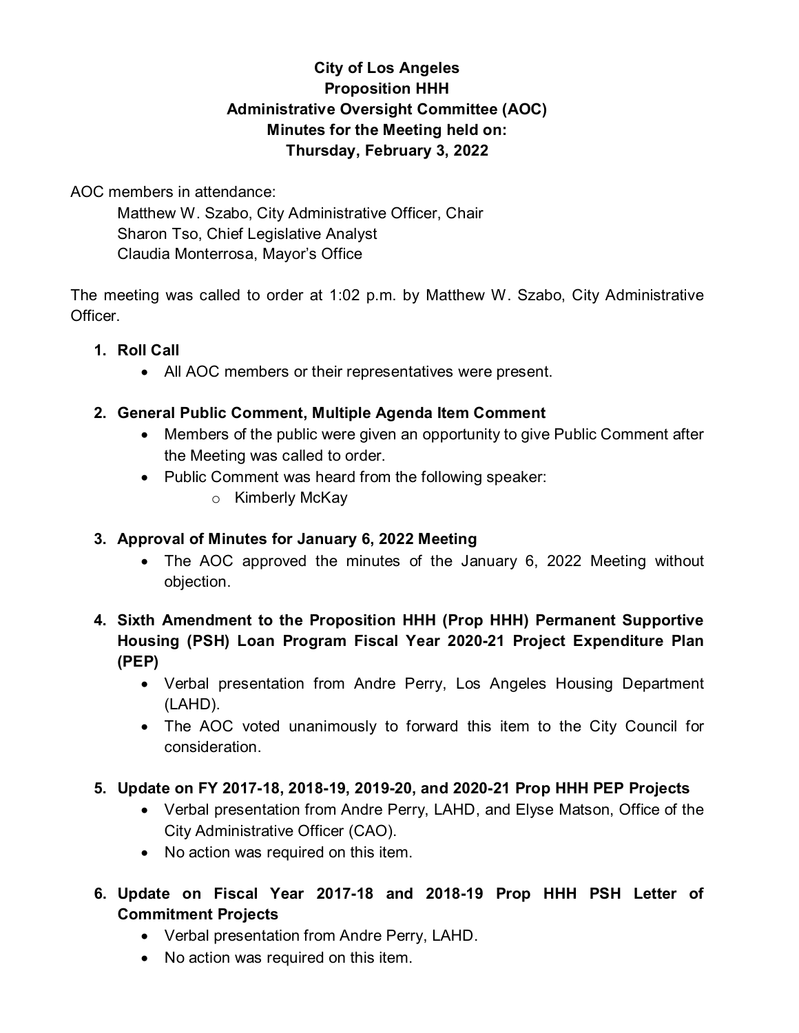# City of Los Angeles
# Proposition HHH
# Administrative Oversight Committee (AOC)
# Minutes for the Meeting held on:
# Thursday, February 3, 2022

AOC members in attendance:

Matthew W. Szabo, City Administrative Officer, Chair
Sharon Tso, Chief Legislative Analyst
Claudia Monterrosa, Mayor's Office

The meeting was called to order at 1:02 p.m. by Matthew W. Szabo, City Administrative Officer.

1. **Roll Call**
   - All AOC members or their representatives were present.

2. **General Public Comment, Multiple Agenda Item Comment**
   - Members of the public were given an opportunity to give Public Comment after the Meeting was called to order.
   - Public Comment was heard from the following speaker:
     - Kimberly McKay

3. **Approval of Minutes for January 6, 2022 Meeting**
   - The AOC approved the minutes of the January 6, 2022 Meeting without objection.

4. **Sixth Amendment to the Proposition HHH (Prop HHH) Permanent Supportive Housing (PSH) Loan Program Fiscal Year 2020-21 Project Expenditure Plan (PEP)**
   - Verbal presentation from Andre Perry, Los Angeles Housing Department (LAHD).
   - The AOC voted unanimously to forward this item to the City Council for consideration.

5. **Update on FY 2017-18, 2018-19, 2019-20, and 2020-21 Prop HHH PEP Projects**
   - Verbal presentation from Andre Perry, LAHD, and Elyse Matson, Office of the City Administrative Officer (CAO).
   - No action was required on this item.

6. **Update on Fiscal Year 2017-18 and 2018-19 Prop HHH PSH Letter of Commitment Projects**
   - Verbal presentation from Andre Perry, LAHD.
   - No action was required on this item.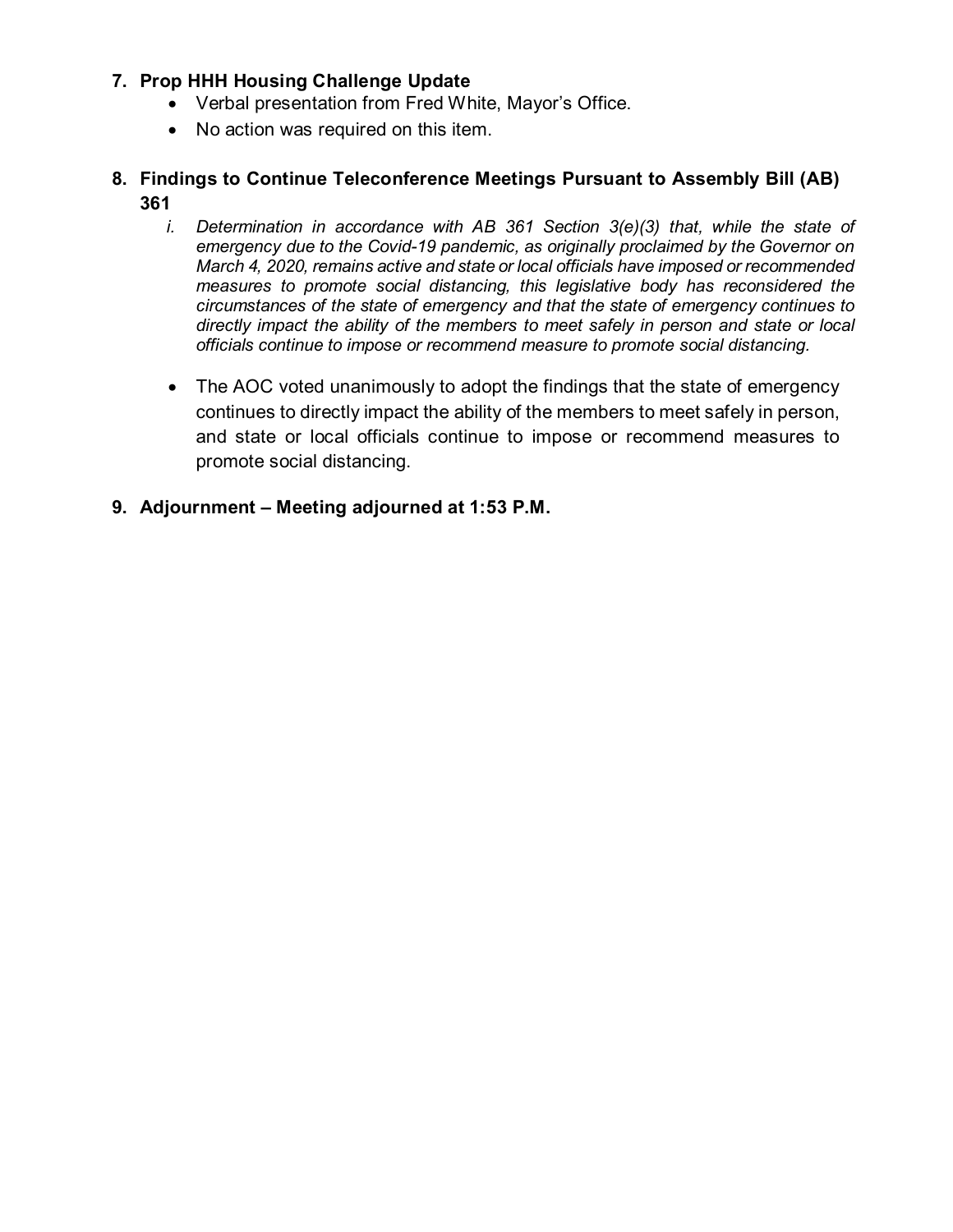7. **Prop HHH Housing Challenge Update**
    - Verbal presentation from Fred White, Mayor's Office.
    - No action was required on this item.

8. **Findings to Continue Teleconference Meetings Pursuant to Assembly Bill (AB) 361**
    i. *Determination in accordance with AB 361 Section 3(e)(3) that, while the state of emergency due to the Covid-19 pandemic, as originally proclaimed by the Governor on March 4, 2020, remains active and state or local officials have imposed or recommended measures to promote social distancing, this legislative body has reconsidered the circumstances of the state of emergency and that the state of emergency continues to directly impact the ability of the members to meet safely in person and state or local officials continue to impose or recommend measure to promote social distancing.*

    - The AOC voted unanimously to adopt the findings that the state of emergency continues to directly impact the ability of the members to meet safely in person, and state or local officials continue to impose or recommend measures to promote social distancing.

9. **Adjournment – Meeting adjourned at 1:53 P.M.**